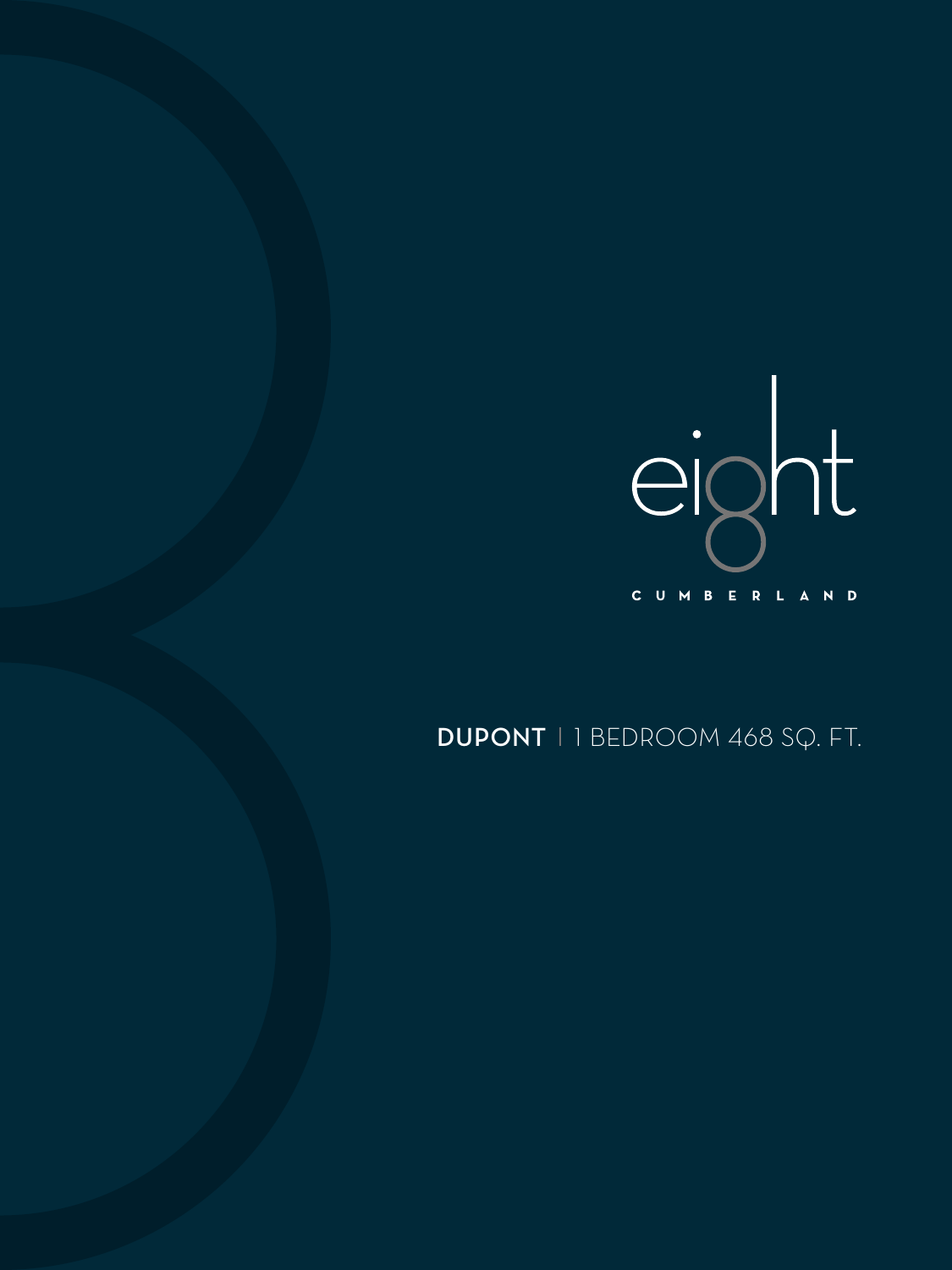# eight

CUMBERLAND

**DUPONT** | 1 BEDROOM 468 SQ. FT.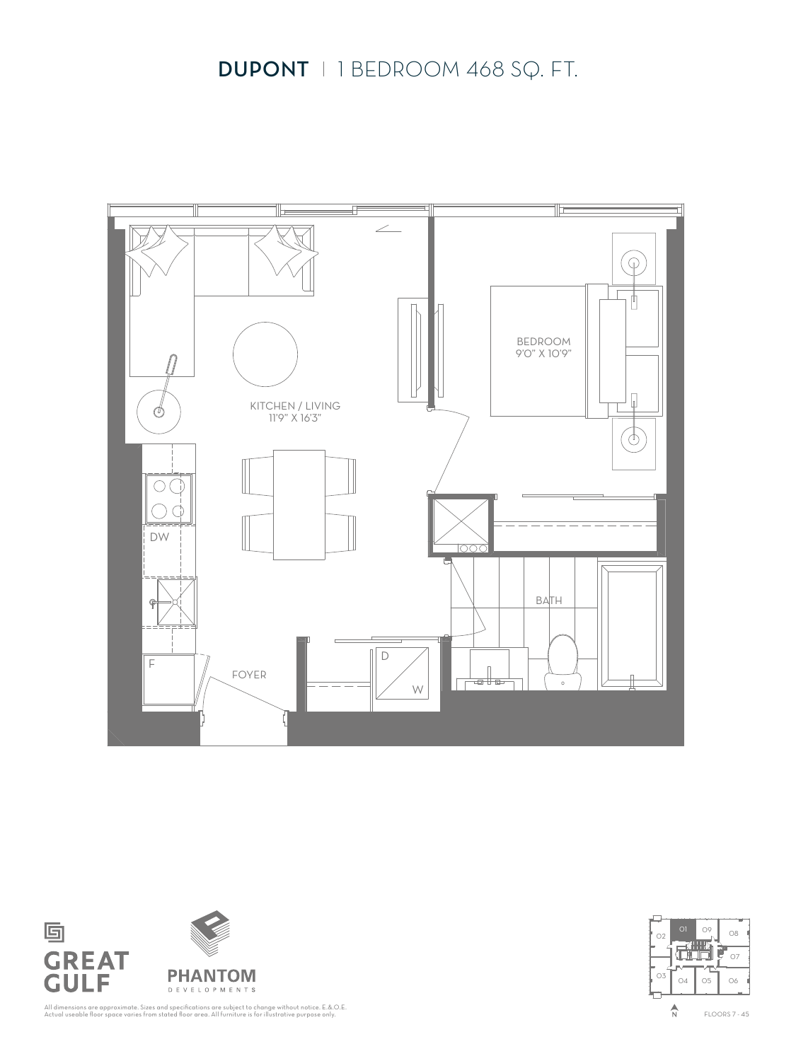# DUPONT | 1 BEDROOM 468 SQ. FT.

KITCHEN / LIVING
11'9" X 16'3"

BEDROOM
9'0" X 10'9"

BATH

FOYER

DW

F

D

W

GREAT GULF

PHANTOM DEVELOPMENTS

01 02 03 04 05 06 07 08 09

N

FLOORS 7 - 45

All dimensions are approximate. Sizes and specifications are subject to change without notice. E.&.O.E.
Actual useable floor space varies from stated floor area. All furniture is for illustrative purpose only.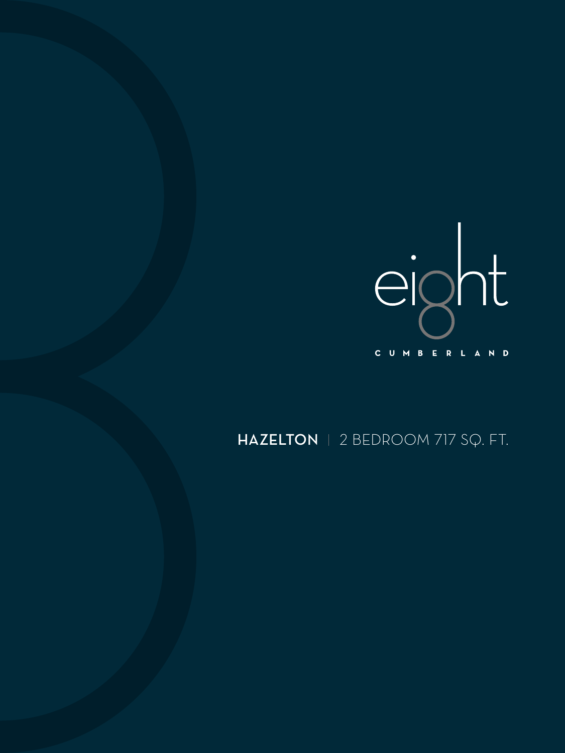eight

CUMBERLAND

**HAZELTON** | 2 BEDROOM 717 SQ. FT.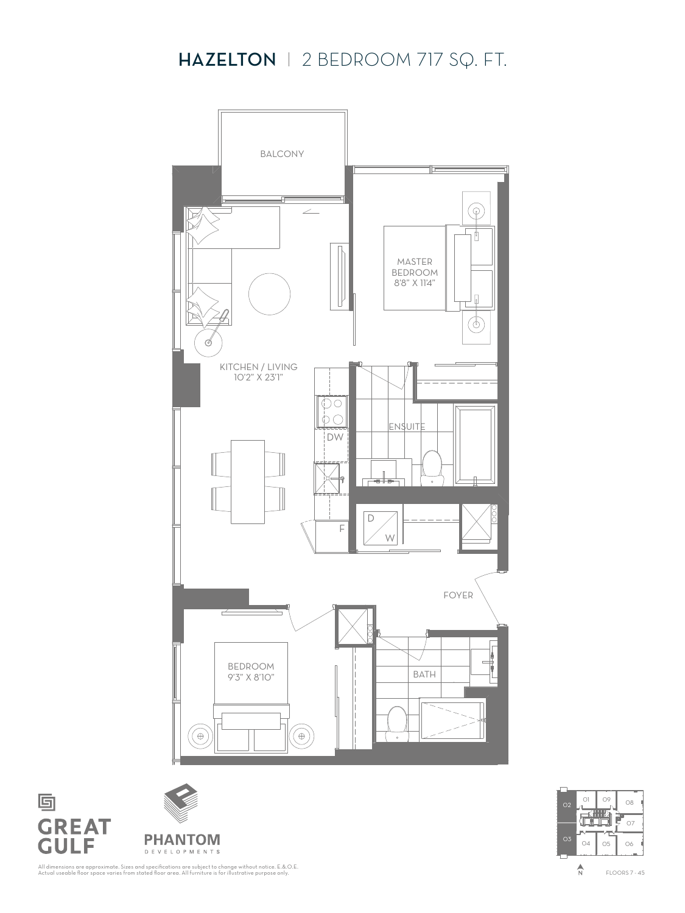# HAZELTON | 2 BEDROOM 717 SQ. FT.

BALCONY

MASTER BEDROOM
8'8" X 11'4"

KITCHEN / LIVING
10'2" X 23'1"

ENSUITE

DW

F

D

W

FOYER

BEDROOM
9'3" X 8'10"

BATH

GREAT GULF

PHANTOM DEVELOPMENTS

All dimensions are approximate. Sizes and specifications are subject to change without notice. E.&O.E.
Actual useable floor space varies from stated floor area. All furniture is for illustrative purpose only.

01 09 08 02 07 03 04 05 06

N

FLOORS 7 - 45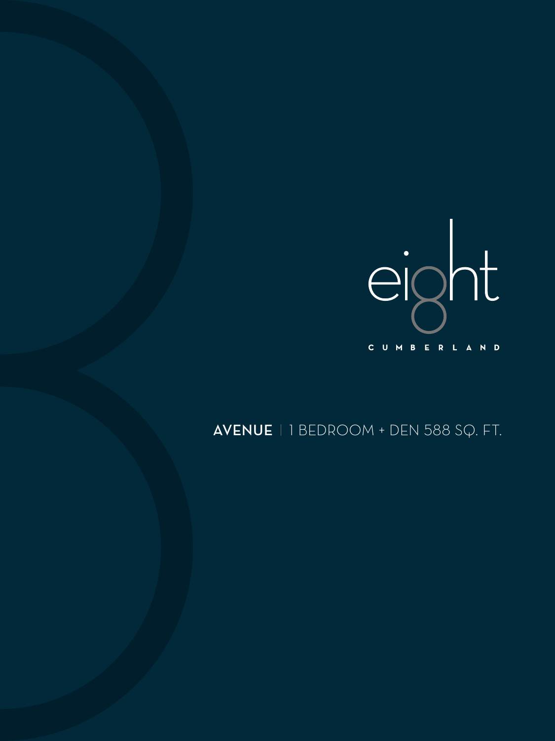eight

CUMBERLAND

**AVENUE** | 1 BEDROOM + DEN 588 SQ. FT.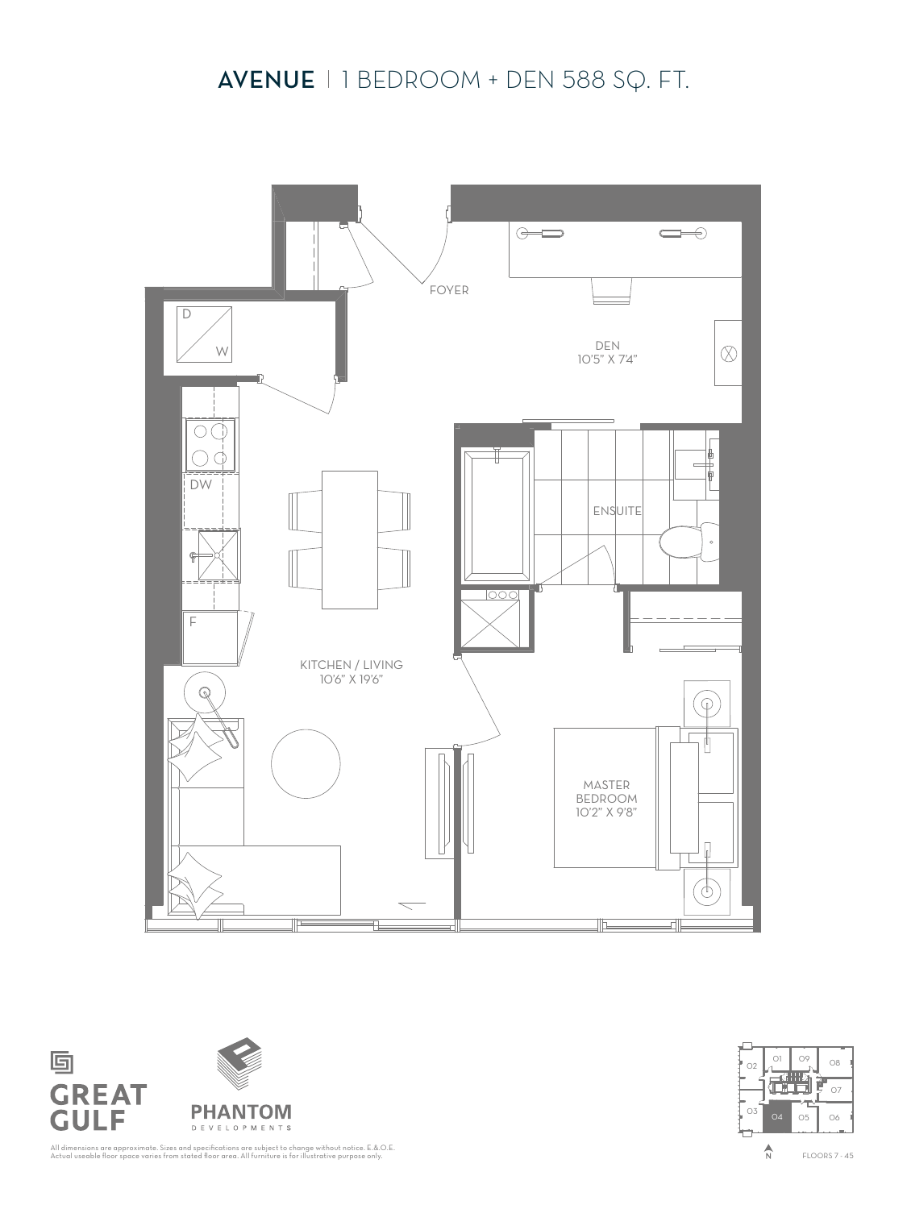# AVENUE | 1 BEDROOM + DEN 588 SQ. FT.

FOYER

DEN
10'5" X 7'4"

D
W

DW

F

ENSUITE

KITCHEN / LIVING
10'6" X 19'6"

MASTER BEDROOM
10'2" X 9'8"

GREAT GULF

PHANTOM DEVELOPMENTS

All dimensions are approximate. Sizes and specifications are subject to change without notice. E.&O.E.
Actual useable floor space varies from stated floor area. All furniture is for illustrative purpose only.

01 09 08 02 07 03 04 05 06

N

FLOORS 7 - 45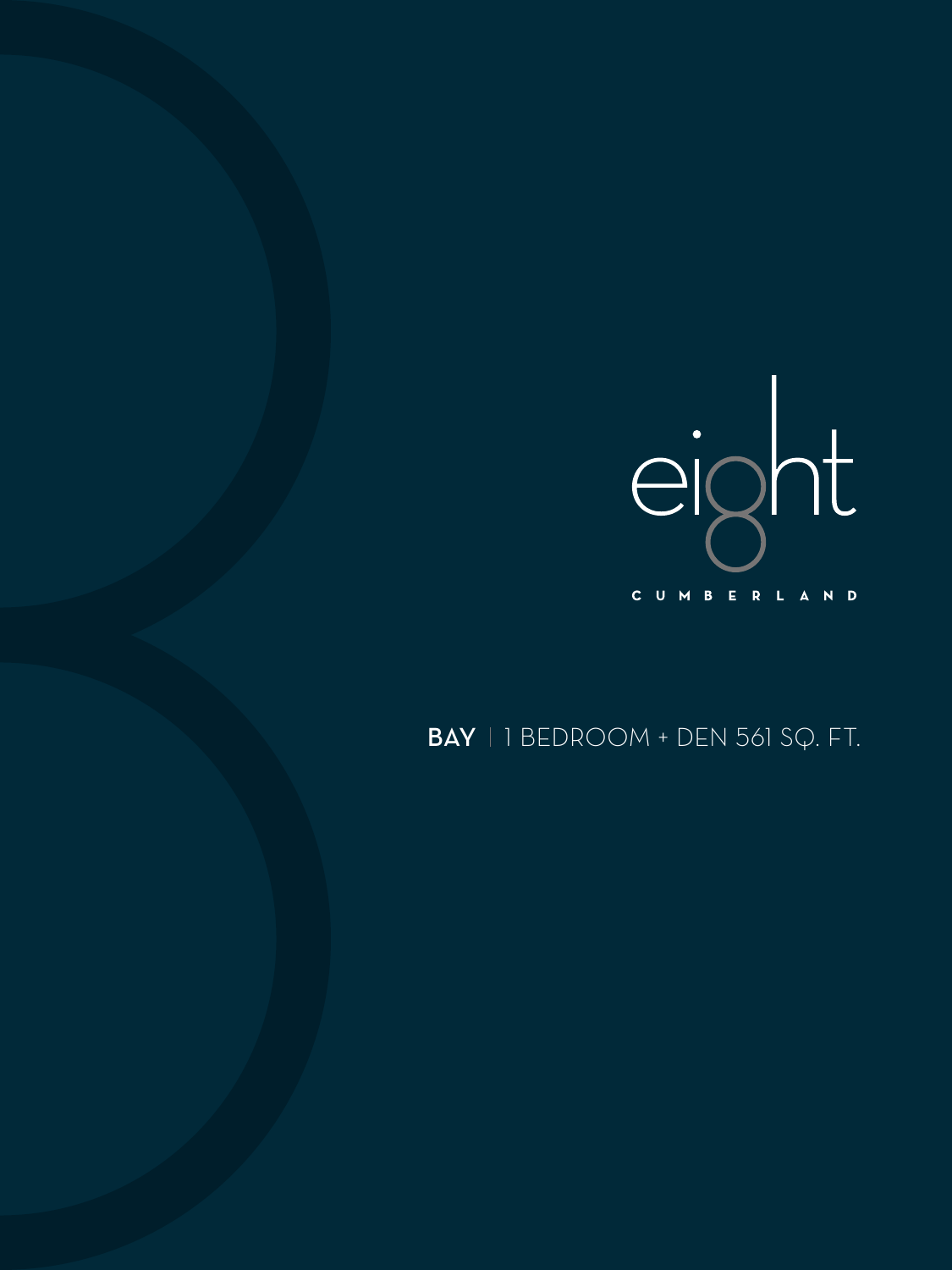eight

CUMBERLAND

**BAY** | 1 BEDROOM + DEN 561 SQ. FT.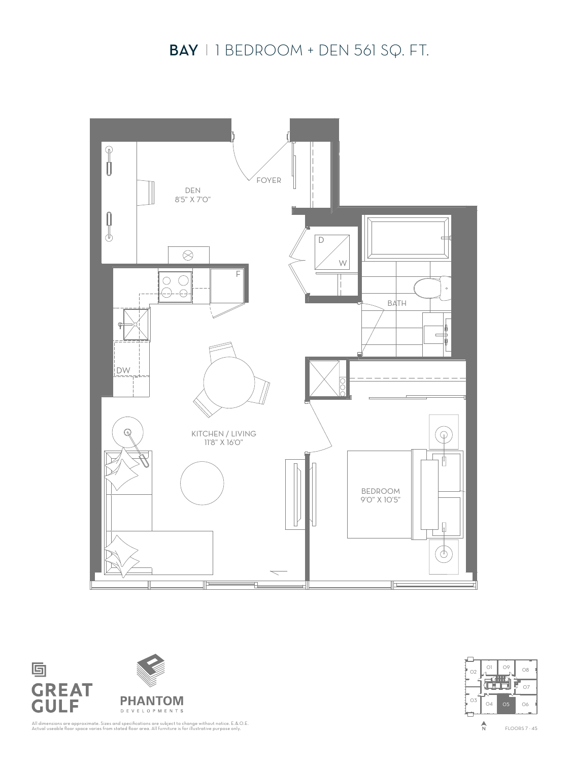# BAY | 1 BEDROOM + DEN 561 SQ. FT.

DEN
8'5" X 7'0"

FOYER

D

W

F

BATH

DW

KITCHEN / LIVING
11'8" X 16'0"

BEDROOM
9'0" X 10'5"

GREAT GULF

PHANTOM DEVELOPMENTS

All dimensions are approximate. Sizes and specifications are subject to change without notice. E.&.O.E.
Actual useable floor space varies from stated floor area. All furniture is for illustrative purpose only.

01 09 08 02 07 03 04 05 06

N

FLOORS 7 - 45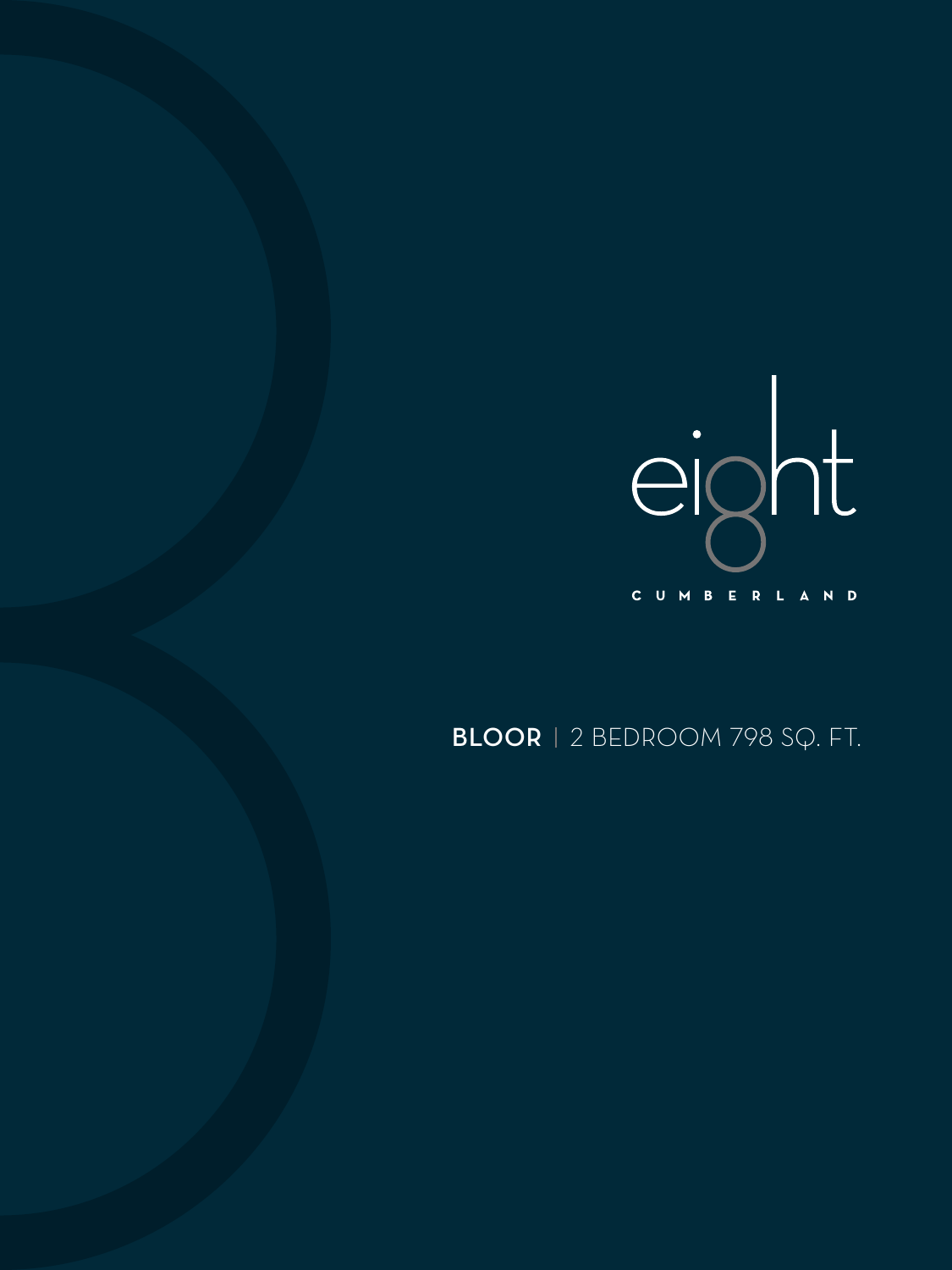eight

CUMBERLAND

**BLOOR** | 2 BEDROOM 798 SQ. FT.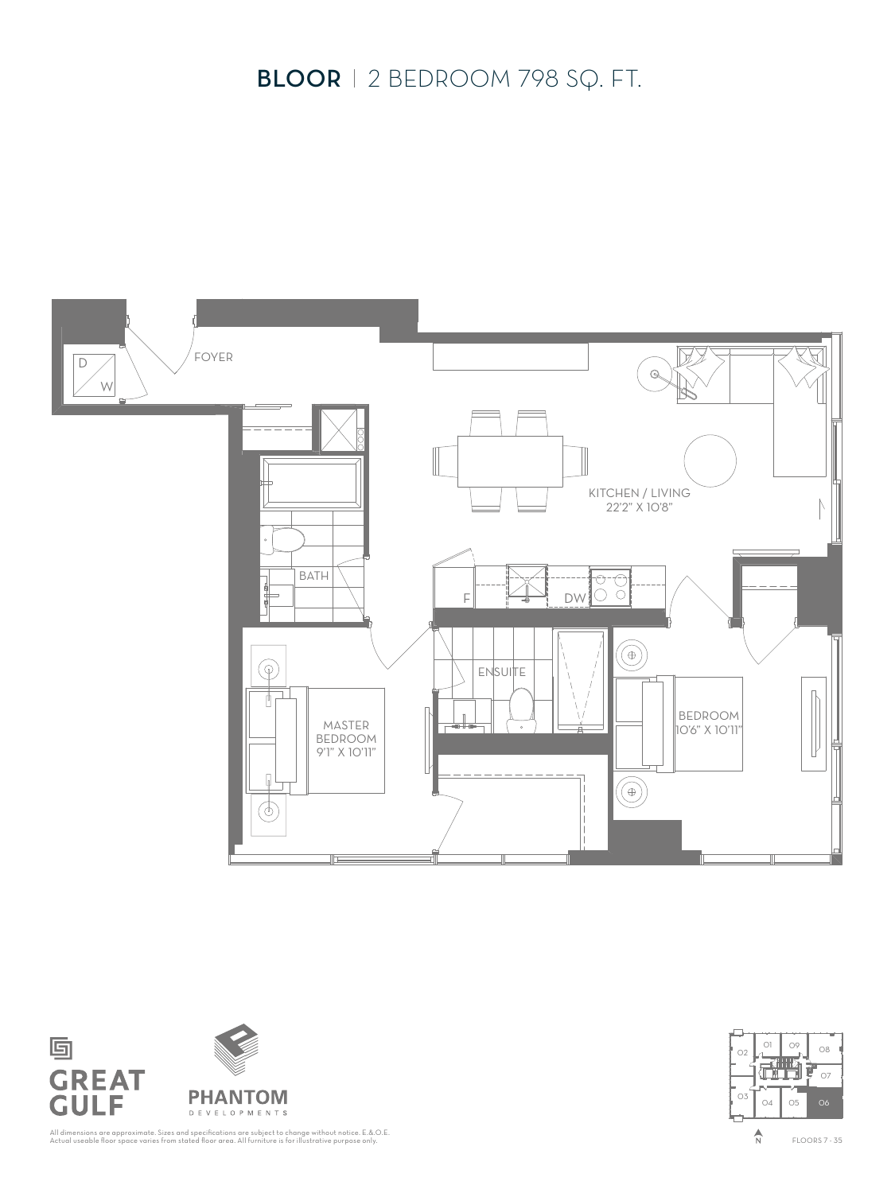# BLOOR | 2 BEDROOM 798 SQ. FT.

FOYER

D
W

KITCHEN / LIVING
22'2" X 10'8"

BATH

F

DW

ENSUITE

MASTER BEDROOM
9'1" X 10'11"

BEDROOM
10'6" X 10'11"

GREAT GULF

PHANTOM DEVELOPMENTS

All dimensions are approximate. Sizes and specifications are subject to change without notice. E.&O.E.
Actual useable floor space varies from stated floor area. All furniture is for illustrative purpose only.

01 09 08 02 07 03 04 05 06

N

FLOORS 7 - 35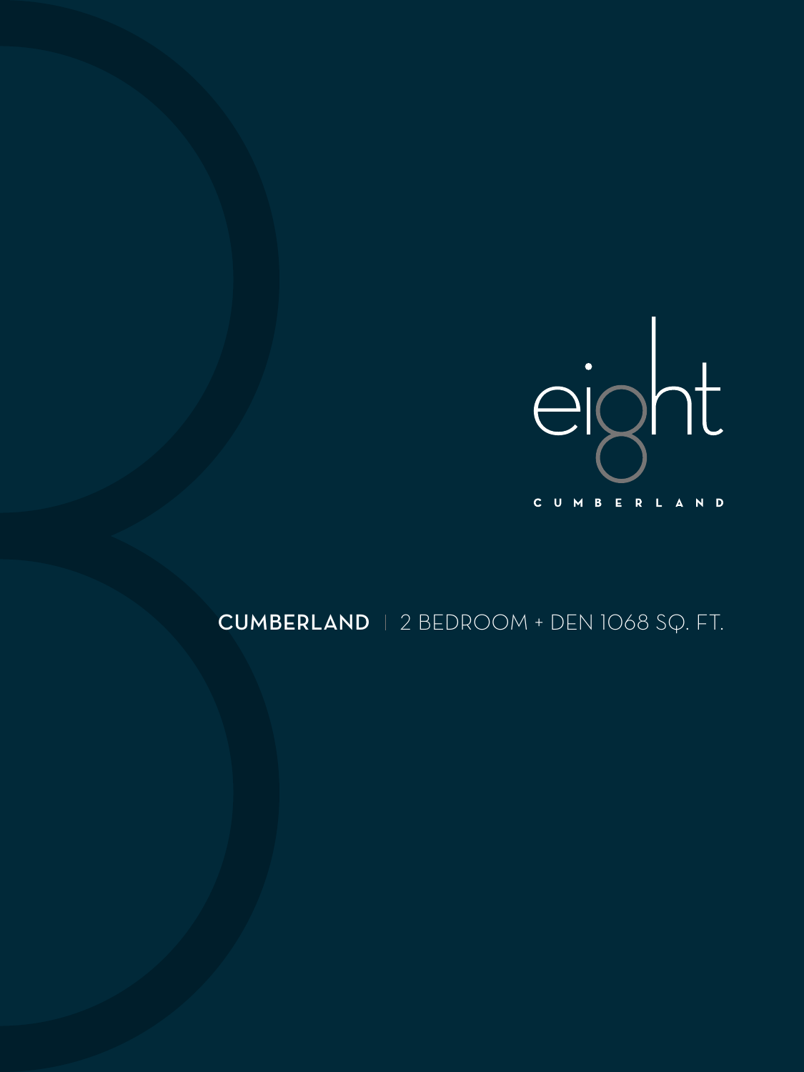eight

CUMBERLAND

**CUMBERLAND** | 2 BEDROOM + DEN 1068 SQ. FT.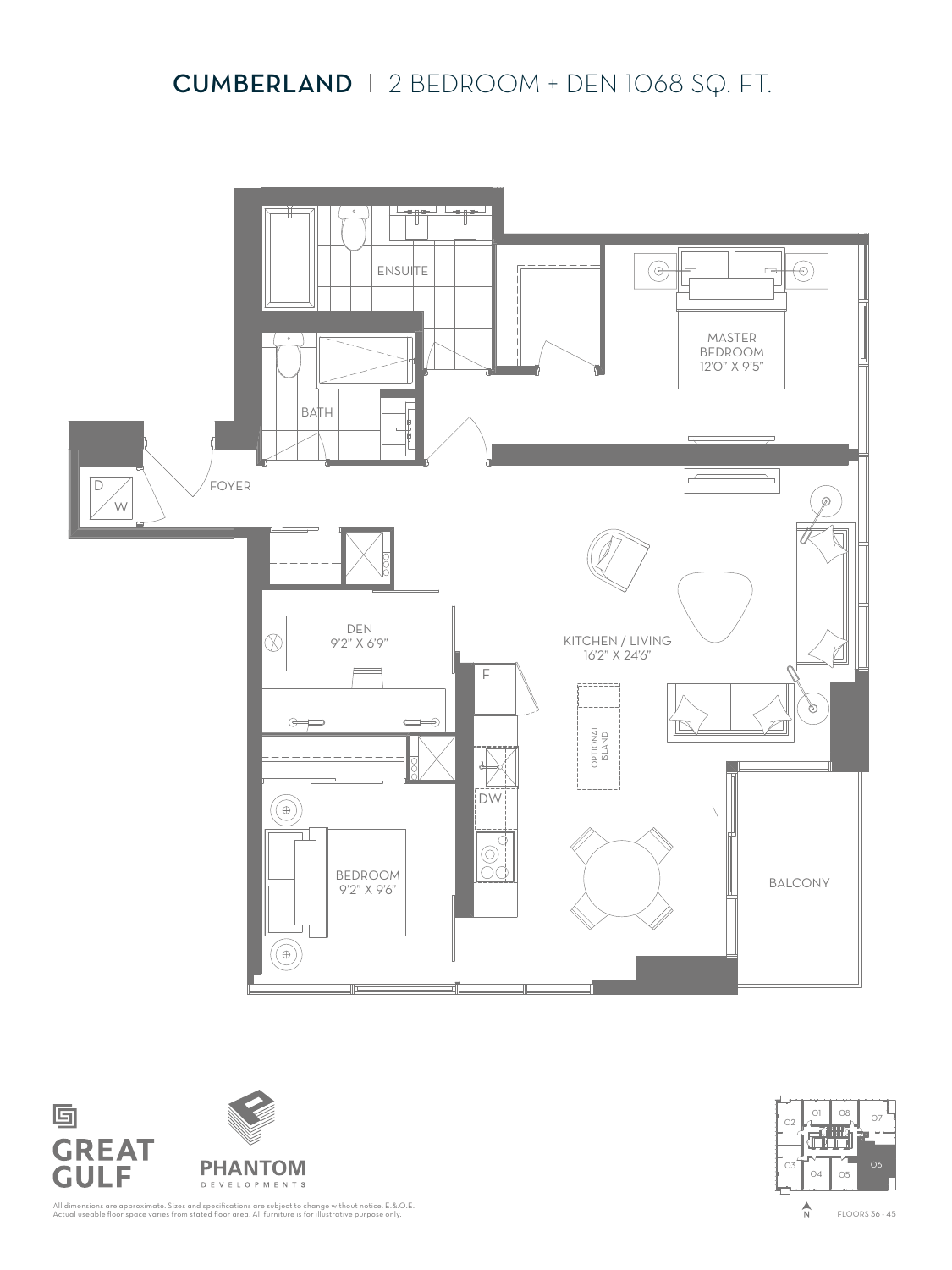# CUMBERLAND | 2 BEDROOM + DEN 1068 SQ. FT.

ENSUITE

MASTER BEDROOM
12'0" X 9'5"

BATH

FOYER

D
W

DEN
9'2" X 6'9"

KITCHEN / LIVING
16'2" X 24'6"

F

OPTIONAL ISLAND

DW

BEDROOM
9'2" X 9'6"

BALCONY

GREAT GULF

PHANTOM DEVELOPMENTS

All dimensions are approximate. Sizes and specifications are subject to change without notice. E.&O.E.
Actual useable floor space varies from stated floor area. All furniture is for illustrative purpose only.

01 08 02 07 06 03 04 05

N

FLOORS 36 - 45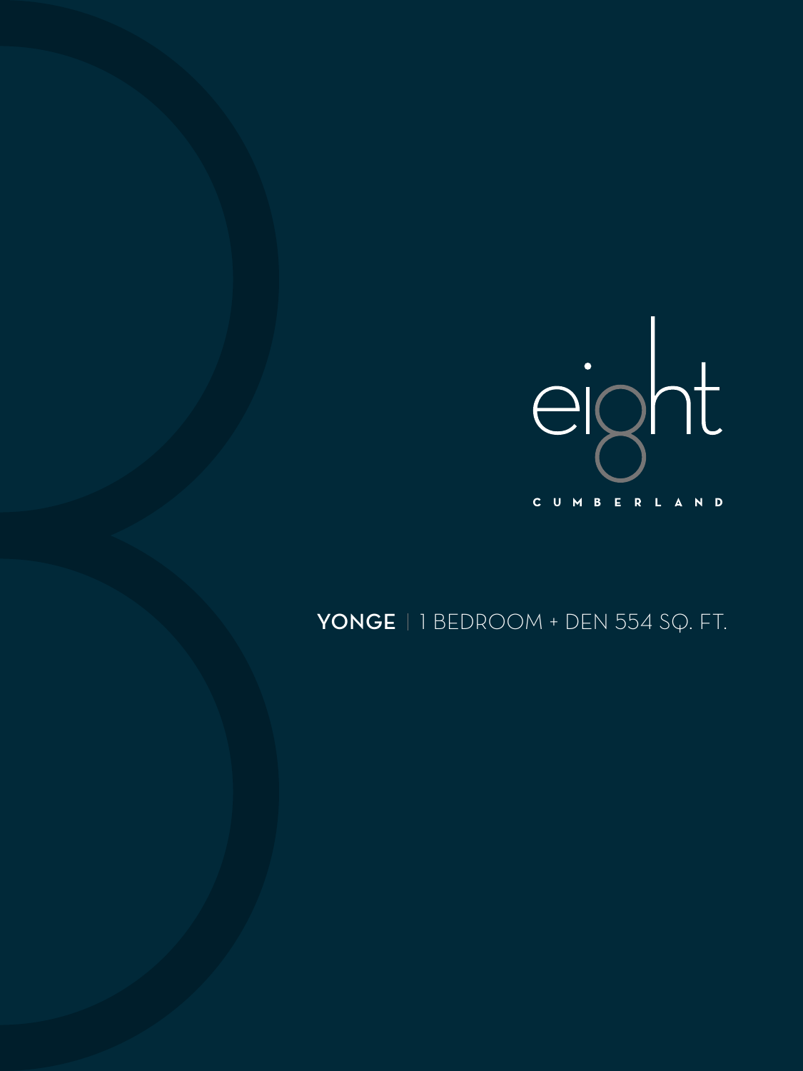eight

CUMBERLAND

**YONGE** | 1 BEDROOM + DEN 554 SQ. FT.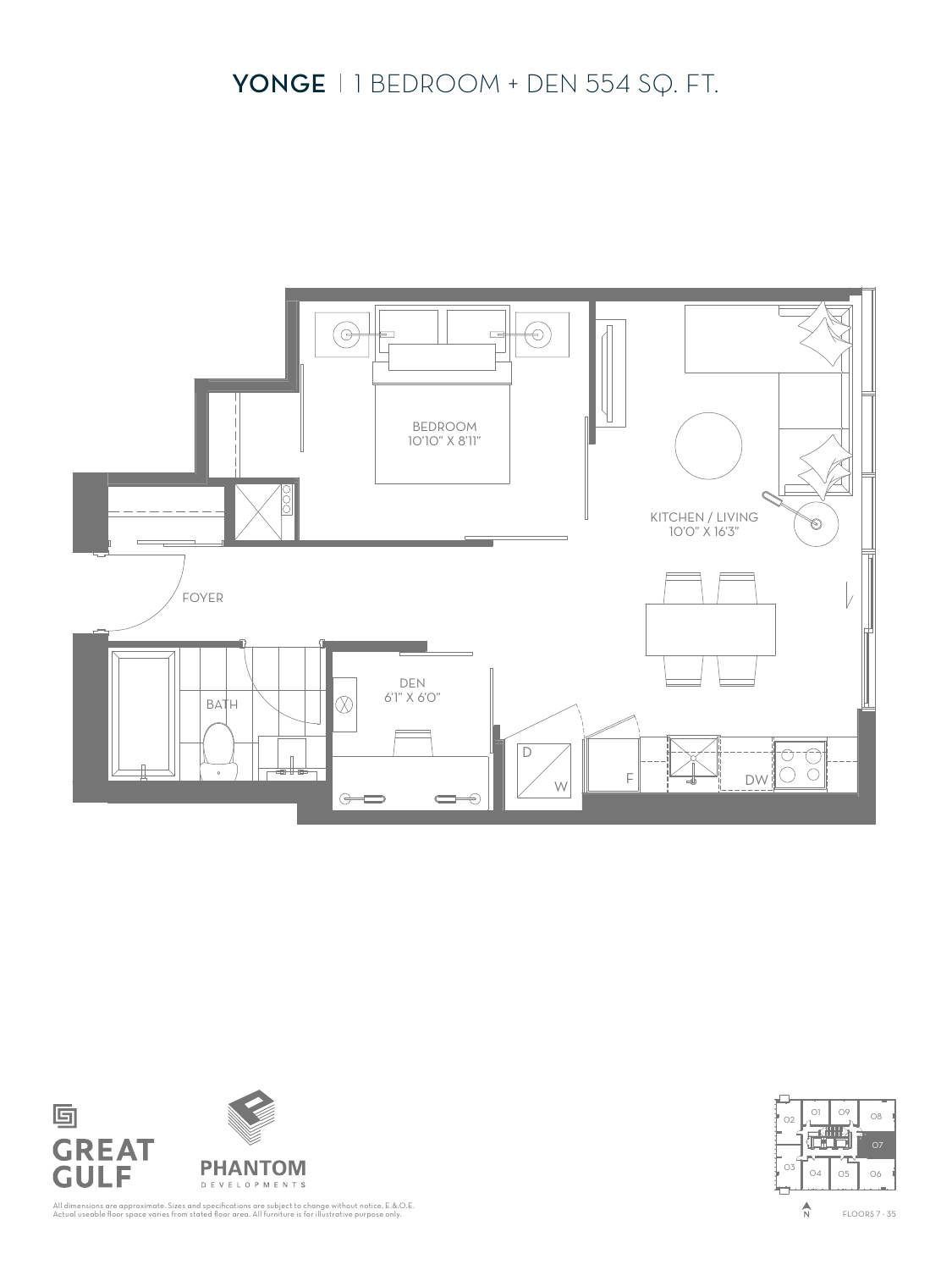# YONGE | 1 BEDROOM + DEN 554 SQ. FT.

BEDROOM
10'10" X 8'11"

KITCHEN / LIVING
10'0" X 16'3"

FOYER

BATH

DEN
6'1" X 6'0"

D

W

F

DW

GREAT GULF

PHANTOM DEVELOPMENTS

All dimensions are approximate. Sizes and specifications are subject to change without notice. E.&.O.E.
Actual useable floor space varies from stated floor area. All furniture is for illustrative purpose only.

01 09 08 02 07 03 04 05 06

N

FLOORS 7 - 35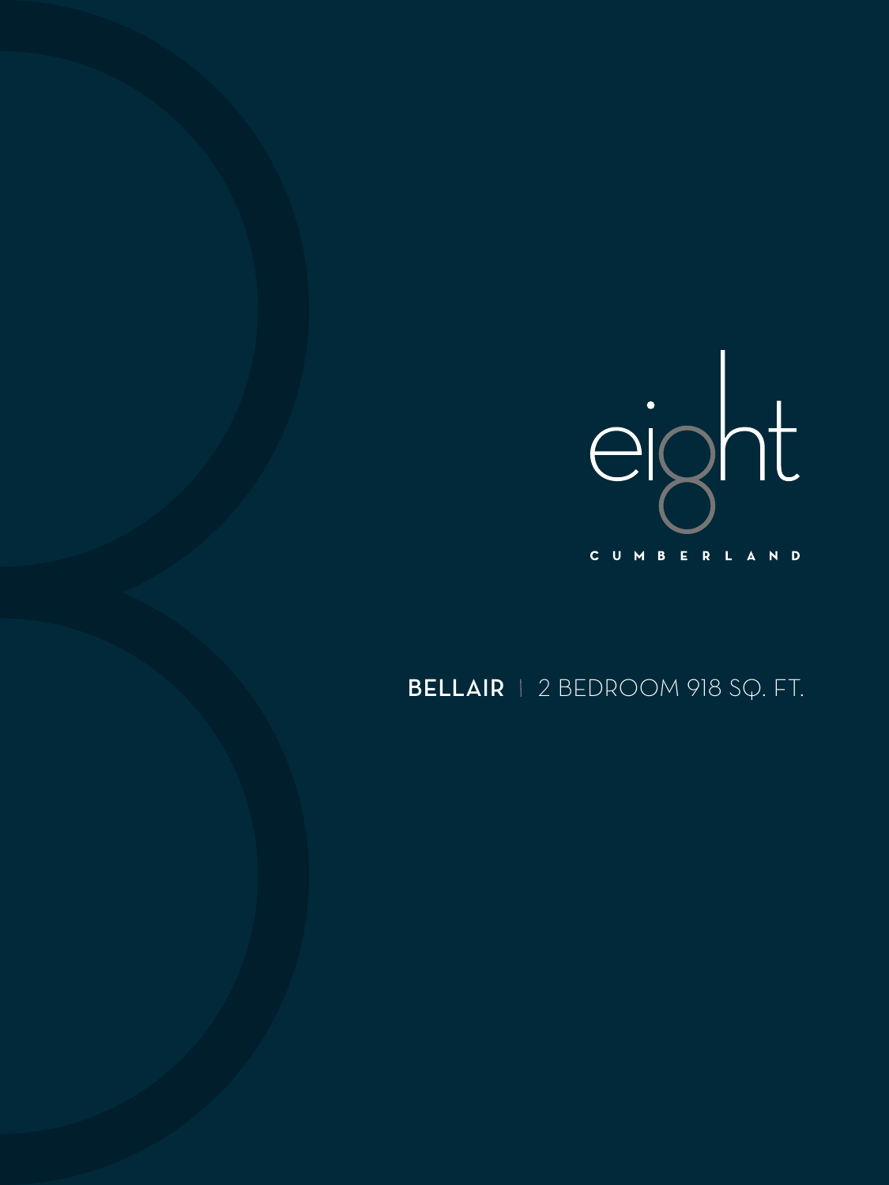eight

CUMBERLAND

**BELLAIR** | 2 BEDROOM 918 SQ. FT.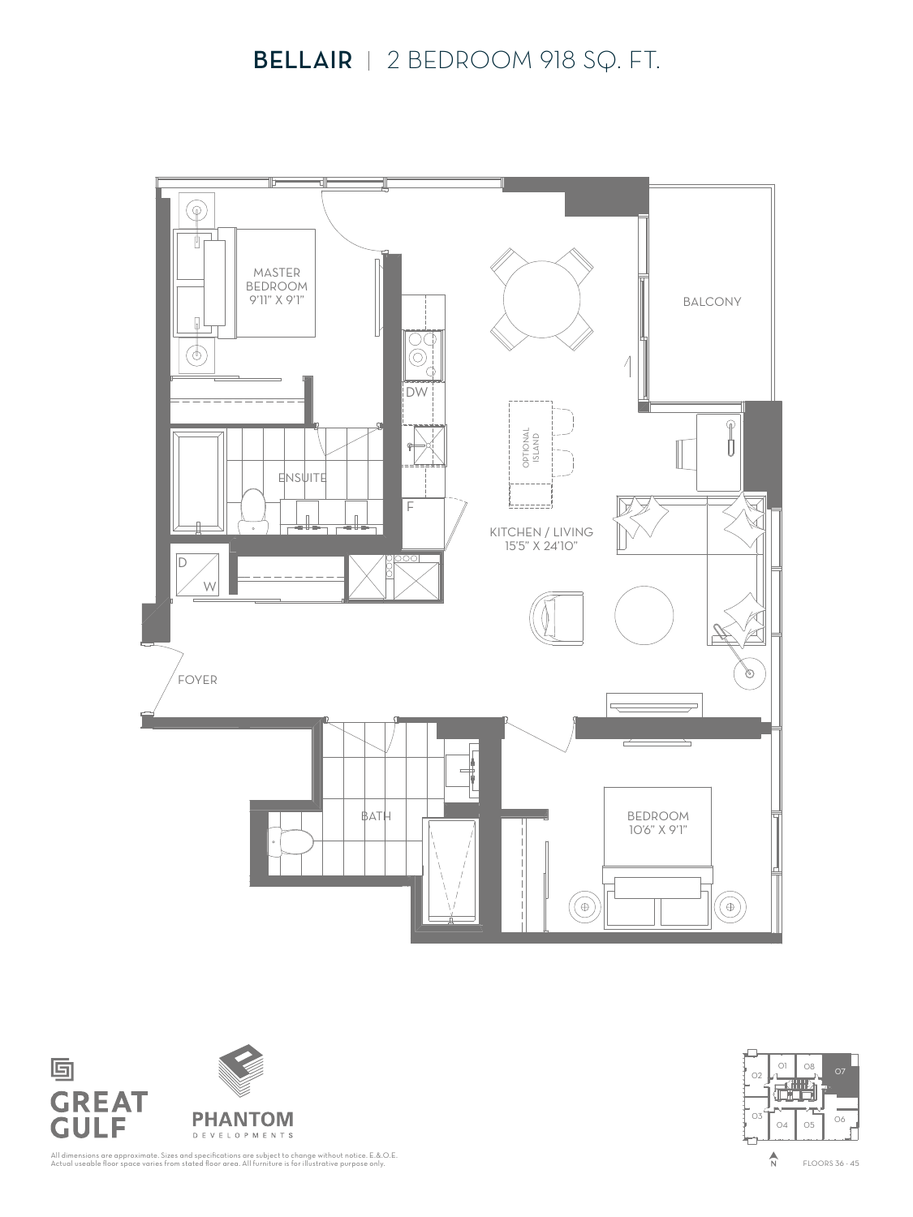# BELLAIR | 2 BEDROOM 918 SQ. FT.

MASTER BEDROOM
9'11" X 9'1"

BALCONY

DW

OPTIONAL ISLAND

ENSUITE

F

KITCHEN / LIVING
15'5" X 24'10"

D
W

FOYER

BATH

BEDROOM
10'6" X 9'1"

GREAT GULF

PHANTOM DEVELOPMENTS

01 08 07 02 03 04 05 06

N

FLOORS 36 - 45

All dimensions are approximate. Sizes and specifications are subject to change without notice. E.&.O.E.
Actual useable floor space varies from stated floor area. All furniture is for illustrative purpose only.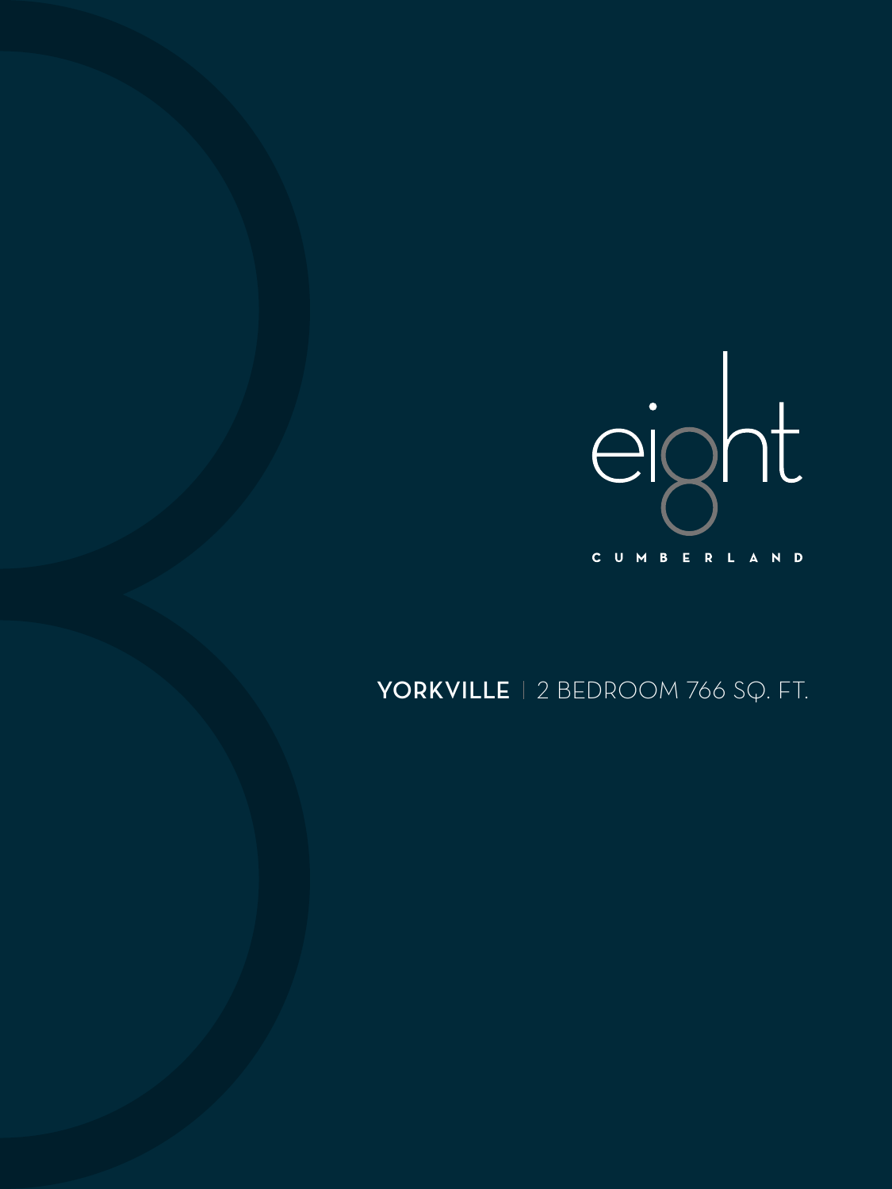eight

CUMBERLAND

**YORKVILLE** | 2 BEDROOM 766 SQ. FT.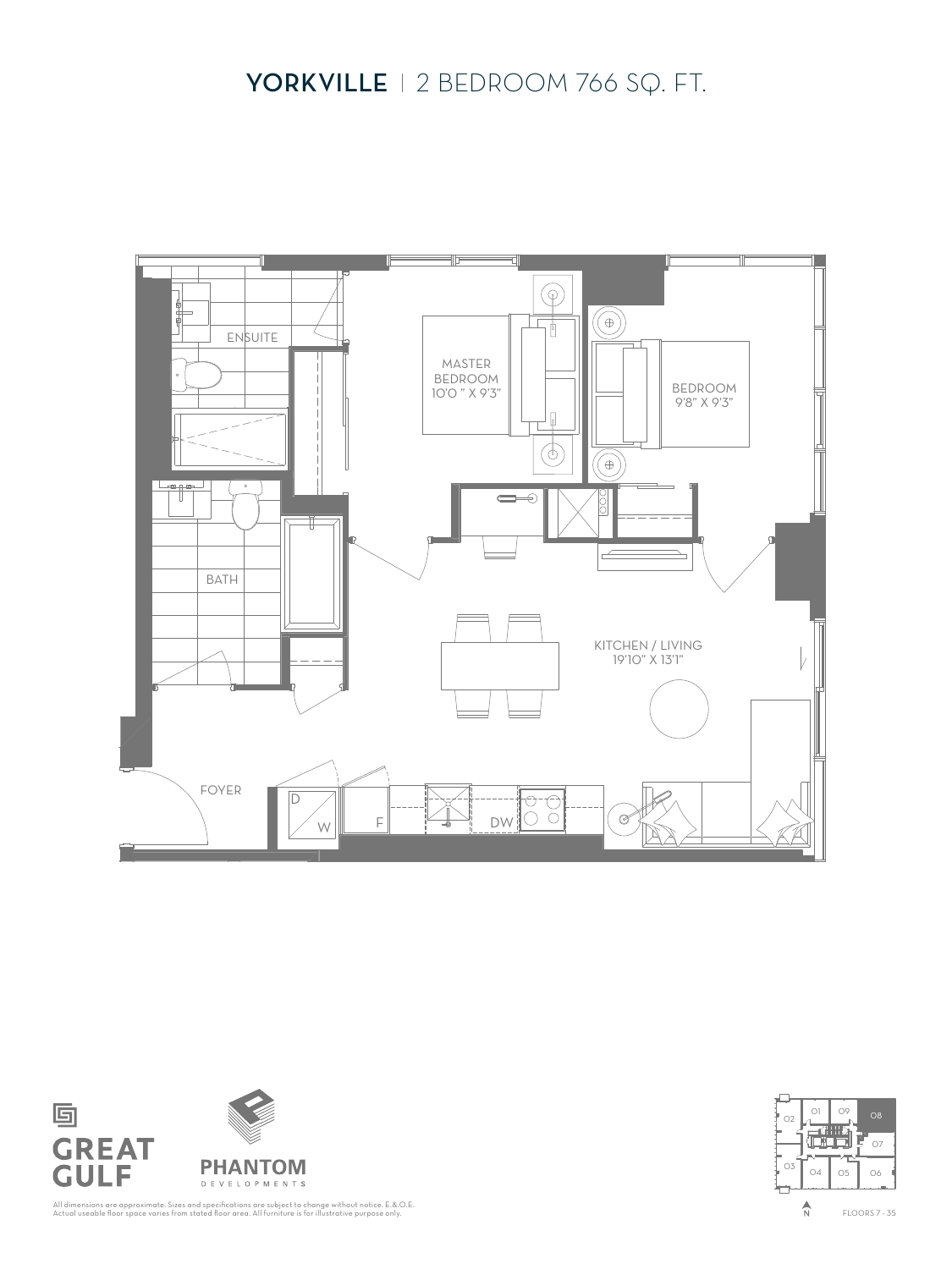# YORKVILLE | 2 BEDROOM 766 SQ. FT.

ENSUITE

MASTER BEDROOM 10'0" X 9'3"

BEDROOM 9'8" X 9'3"

BATH

KITCHEN / LIVING 19'10" X 13'1"

FOYER

D W F DW

GREAT GULF

PHANTOM DEVELOPMENTS

All dimensions are approximate. Sizes and specifications are subject to change without notice. E.&O.E. Actual useable floor space varies from stated floor area. All furniture is for illustrative purpose only.

01 09 08 02 07 03 04 05 06

N

FLOORS 7 - 35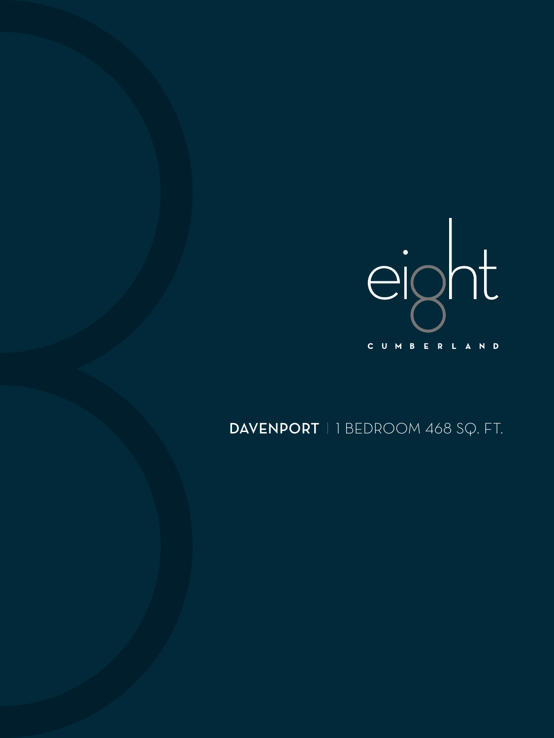eight

CUMBERLAND

**DAVENPORT** | 1 BEDROOM 468 SQ. FT.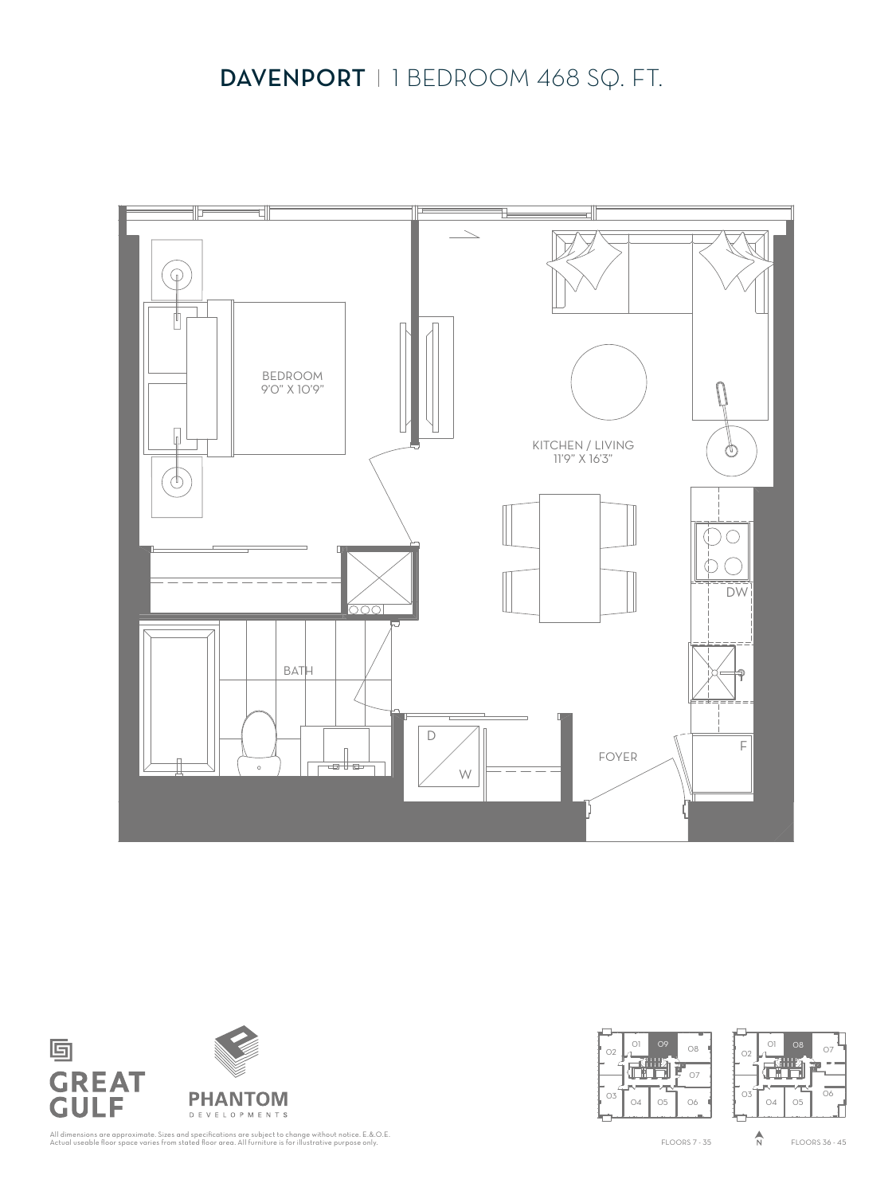# DAVENPORT | 1 BEDROOM 468 SQ. FT.

BEDROOM
9'0" X 10'9"

KITCHEN / LIVING
11'9" X 16'3"

BATH

FOYER

DW

D

W

F

GREAT GULF

PHANTOM DEVELOPMENTS

All dimensions are approximate. Sizes and specifications are subject to change without notice. E.&O.E.
Actual useable floor space varies from stated floor area. All furniture is for illustrative purpose only.

01 09 08 02 07 03 04 05 06

FLOORS 7 - 35

N

01 08 02 07 03 04 05 06

FLOORS 36 - 45